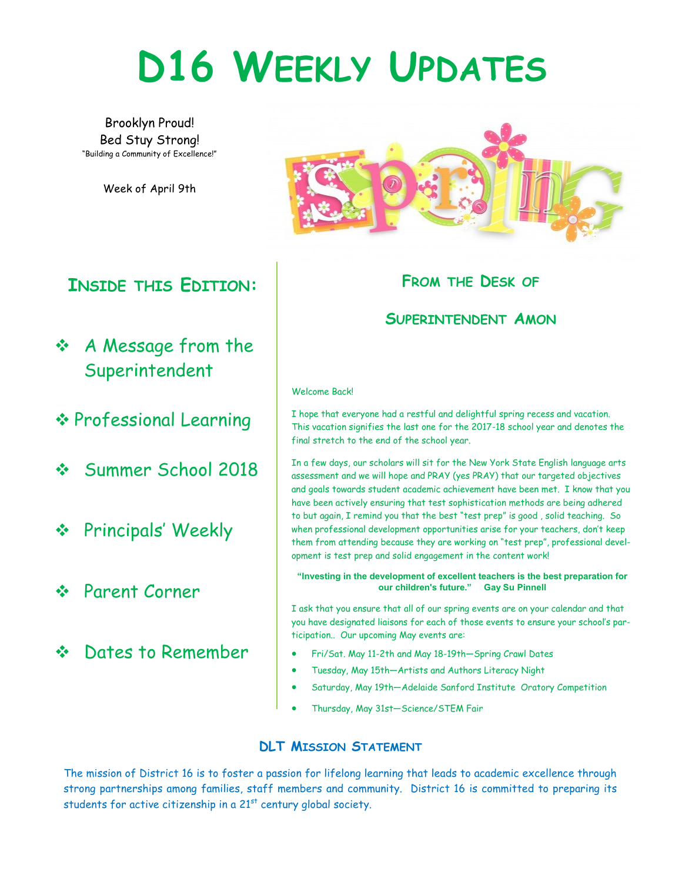# D16 Weekly Updates

Brooklyn Proud!
Bed Stuy Strong!
"Building a Community of Excellence!"

Week of April 9th

## Inside this Edition:

- A Message from the Superintendent
- Professional Learning
- Summer School 2018
- Principals' Weekly
- Parent Corner
- Dates to Remember

## From the Desk of Superintendent Amon

Welcome Back!

I hope that everyone had a restful and delightful spring recess and vacation. This vacation signifies the last one for the 2017-18 school year and denotes the final stretch to the end of the school year.

In a few days, our scholars will sit for the New York State English language arts assessment and we will hope and PRAY (yes PRAY) that our targeted objectives and goals towards student academic achievement have been met. I know that you have been actively ensuring that test sophistication methods are being adhered to but again, I remind you that the best "test prep" is good , solid teaching. So when professional development opportunities arise for your teachers, don't keep them from attending because they are working on "test prep", professional development is test prep and solid engagement in the content work!

**"Investing in the development of excellent teachers is the best preparation for our children's future." Gay Su Pinnell**

I ask that you ensure that all of our spring events are on your calendar and that you have designated liaisons for each of those events to ensure your school's participation.. Our upcoming May events are:

- Fri/Sat. May 11-2th and May 18-19th—Spring Crawl Dates
- Tuesday, May 15th—Artists and Authors Literacy Night
- Saturday, May 19th—Adelaide Sanford Institute Oratory Competition
- Thursday, May 31st—Science/STEM Fair

### DLT Mission Statement

The mission of District 16 is to foster a passion for lifelong learning that leads to academic excellence through strong partnerships among families, staff members and community. District 16 is committed to preparing its students for active citizenship in a 21st century global society.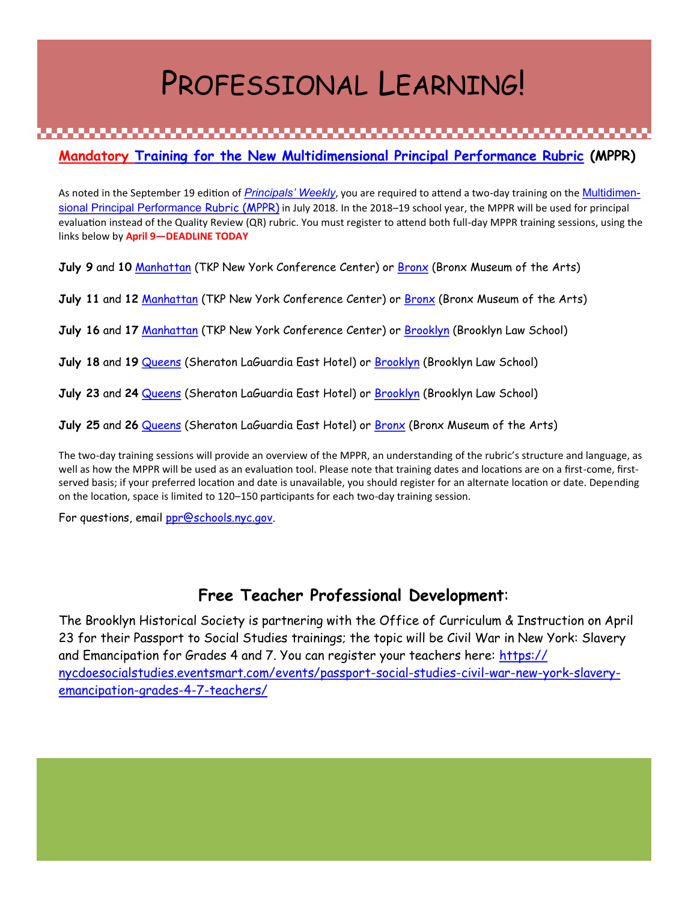# Professional Learning!

## **Mandatory Training for the New Multidimensional Principal Performance Rubric (MPPR)**

As noted in the September 19 edition of *Principals' Weekly*, you are required to attend a two-day training on the Multidimensional Principal Performance Rubric (MPPR) in July 2018. In the 2018–19 school year, the MPPR will be used for principal evaluation instead of the Quality Review (QR) rubric. You must register to attend both full-day MPPR training sessions, using the links below by **April 9—DEADLINE TODAY**

**July 9** and **10** Manhattan (TKP New York Conference Center) or Bronx (Bronx Museum of the Arts)

**July 11** and **12** Manhattan (TKP New York Conference Center) or Bronx (Bronx Museum of the Arts)

**July 16** and **17** Manhattan (TKP New York Conference Center) or Brooklyn (Brooklyn Law School)

**July 18** and **19** Queens (Sheraton LaGuardia East Hotel) or Brooklyn (Brooklyn Law School)

**July 23** and **24** Queens (Sheraton LaGuardia East Hotel) or Brooklyn (Brooklyn Law School)

**July 25** and **26** Queens (Sheraton LaGuardia East Hotel) or Bronx (Bronx Museum of the Arts)

The two-day training sessions will provide an overview of the MPPR, an understanding of the rubric's structure and language, as well as how the MPPR will be used as an evaluation tool. Please note that training dates and locations are on a first-come, first-served basis; if your preferred location and date is unavailable, you should register for an alternate location or date. Depending on the location, space is limited to 120–150 participants for each two-day training session.

For questions, email ppr@schools.nyc.gov.

## **Free Teacher Professional Development**:

The Brooklyn Historical Society is partnering with the Office of Curriculum & Instruction on April 23 for their Passport to Social Studies trainings; the topic will be Civil War in New York: Slavery and Emancipation for Grades 4 and 7. You can register your teachers here: https://nycdoesocialstudies.eventsmart.com/events/passport-social-studies-civil-war-new-york-slavery-emancipation-grades-4-7-teachers/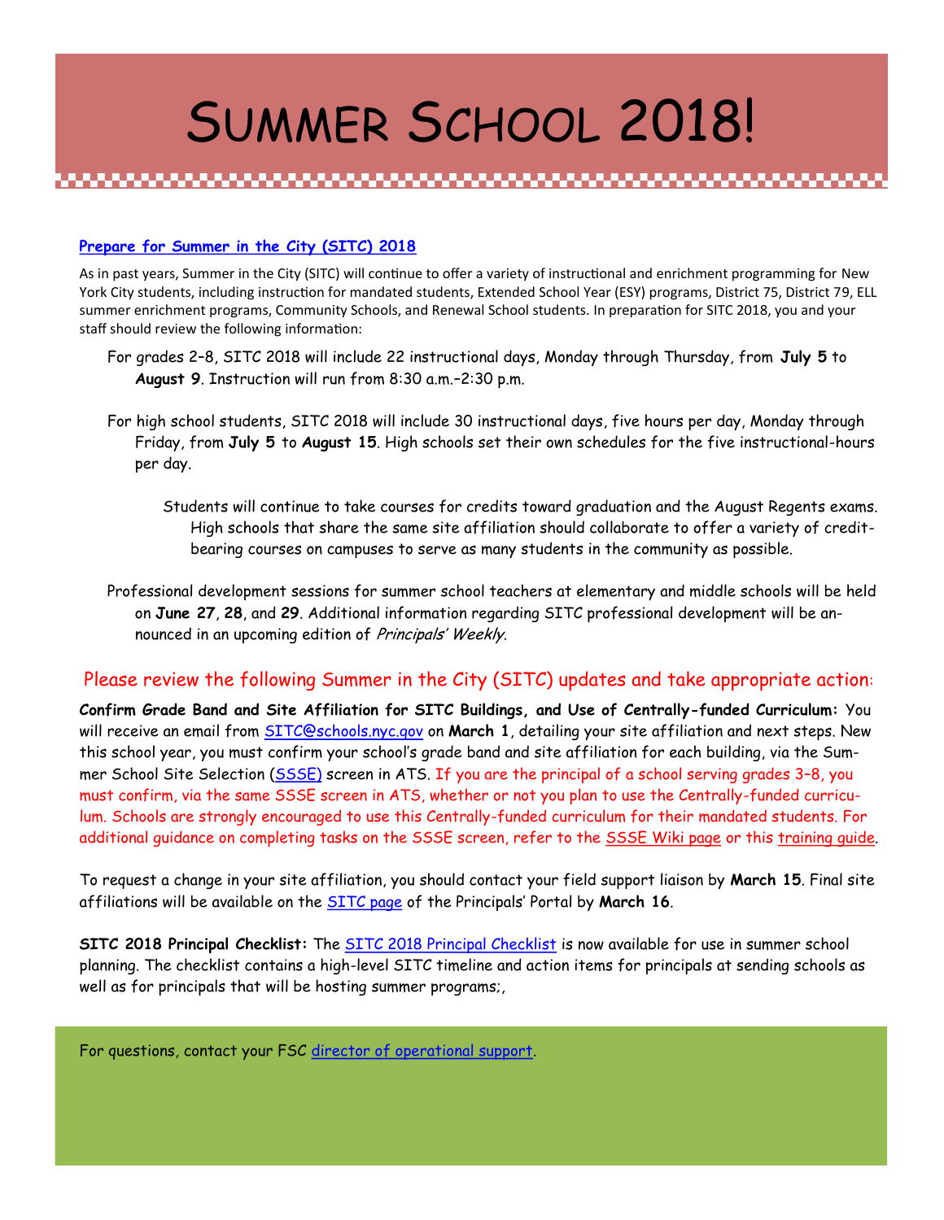# Summer School 2018!

## Prepare for Summer in the City (SITC) 2018

As in past years, Summer in the City (SITC) will continue to offer a variety of instructional and enrichment programming for New York City students, including instruction for mandated students, Extended School Year (ESY) programs, District 75, District 79, ELL summer enrichment programs, Community Schools, and Renewal School students. In preparation for SITC 2018, you and your staff should review the following information:

For grades 2–8, SITC 2018 will include 22 instructional days, Monday through Thursday, from **July 5** to **August 9**. Instruction will run from 8:30 a.m.–2:30 p.m.

For high school students, SITC 2018 will include 30 instructional days, five hours per day, Monday through Friday, from **July 5** to **August 15**. High schools set their own schedules for the five instructional-hours per day.

Students will continue to take courses for credits toward graduation and the August Regents exams. High schools that share the same site affiliation should collaborate to offer a variety of credit-bearing courses on campuses to serve as many students in the community as possible.

Professional development sessions for summer school teachers at elementary and middle schools will be held on **June 27**, **28**, and **29**. Additional information regarding SITC professional development will be announced in an upcoming edition of *Principals' Weekly*.

### Please review the following Summer in the City (SITC) updates and take appropriate action:

**Confirm Grade Band and Site Affiliation for SITC Buildings, and Use of Centrally-funded Curriculum:** You will receive an email from SITC@schools.nyc.gov on **March 1**, detailing your site affiliation and next steps. New this school year, you must confirm your school's grade band and site affiliation for each building, via the Summer School Site Selection (SSSE) screen in ATS. If you are the principal of a school serving grades 3–8, you must confirm, via the same SSSE screen in ATS, whether or not you plan to use the Centrally-funded curriculum. Schools are strongly encouraged to use this Centrally-funded curriculum for their mandated students. For additional guidance on completing tasks on the SSSE screen, refer to the SSSE Wiki page or this training guide.

To request a change in your site affiliation, you should contact your field support liaison by **March 15**. Final site affiliations will be available on the SITC page of the Principals' Portal by **March 16**.

**SITC 2018 Principal Checklist:** The SITC 2018 Principal Checklist is now available for use in summer school planning. The checklist contains a high-level SITC timeline and action items for principals at sending schools as well as for principals that will be hosting summer programs;,

For questions, contact your FSC director of operational support.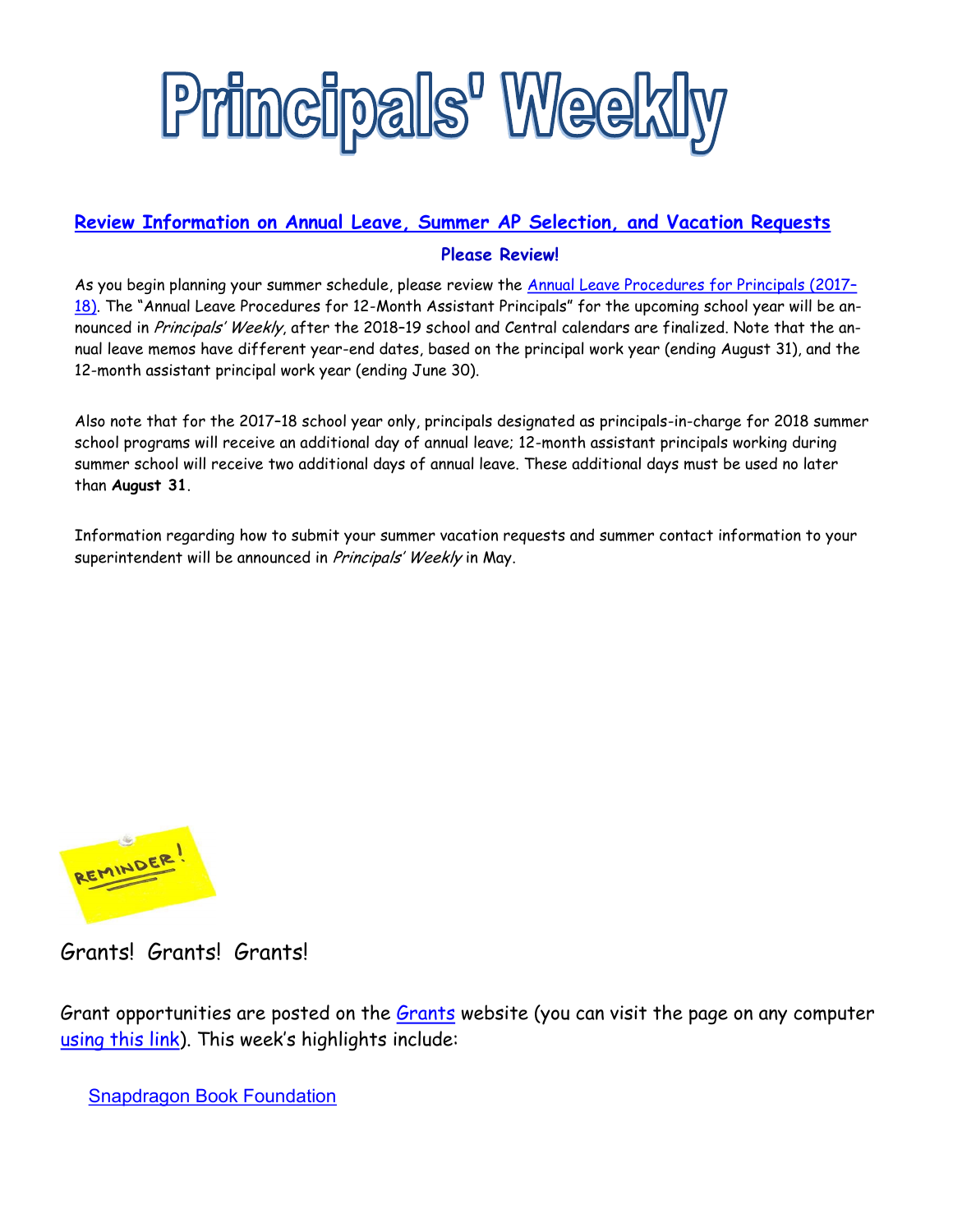# Principals' Weekly

## Review Information on Annual Leave, Summer AP Selection, and Vacation Requests

**Please Review!**

As you begin planning your summer schedule, please review the Annual Leave Procedures for Principals (2017–18). The "Annual Leave Procedures for 12-Month Assistant Principals" for the upcoming school year will be announced in *Principals' Weekly*, after the 2018–19 school and Central calendars are finalized. Note that the annual leave memos have different year-end dates, based on the principal work year (ending August 31), and the 12-month assistant principal work year (ending June 30).

Also note that for the 2017–18 school year only, principals designated as principals-in-charge for 2018 summer school programs will receive an additional day of annual leave; 12-month assistant principals working during summer school will receive two additional days of annual leave. These additional days must be used no later than **August 31**.

Information regarding how to submit your summer vacation requests and summer contact information to your superintendent will be announced in *Principals' Weekly* in May.

REMINDER!

Grants! Grants! Grants!

Grant opportunities are posted on the Grants website (you can visit the page on any computer using this link). This week's highlights include:

- Snapdragon Book Foundation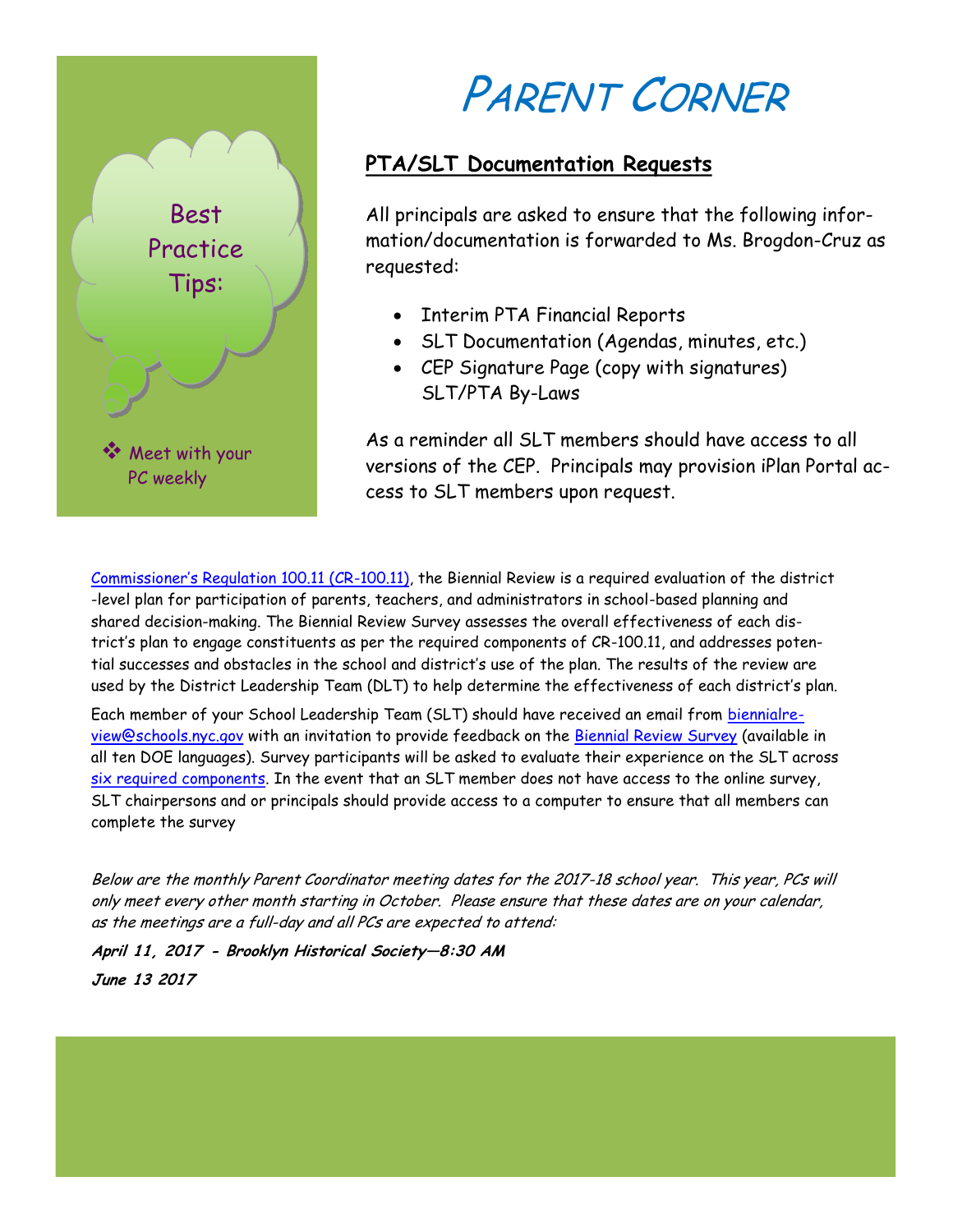# Parent Corner

Best Practice Tips:

- Meet with your PC weekly

## PTA/SLT Documentation Requests

All principals are asked to ensure that the following information/documentation is forwarded to Ms. Brogdon-Cruz as requested:

- Interim PTA Financial Reports
- SLT Documentation (Agendas, minutes, etc.)
- CEP Signature Page (copy with signatures)
  SLT/PTA By-Laws

As a reminder all SLT members should have access to all versions of the CEP. Principals may provision iPlan Portal access to SLT members upon request.

Commissioner's Regulation 100.11 (CR-100.11), the Biennial Review is a required evaluation of the district-level plan for participation of parents, teachers, and administrators in school-based planning and shared decision-making. The Biennial Review Survey assesses the overall effectiveness of each district's plan to engage constituents as per the required components of CR-100.11, and addresses potential successes and obstacles in the school and district's use of the plan. The results of the review are used by the District Leadership Team (DLT) to help determine the effectiveness of each district's plan.

Each member of your School Leadership Team (SLT) should have received an email from biennialreview@schools.nyc.gov with an invitation to provide feedback on the Biennial Review Survey (available in all ten DOE languages). Survey participants will be asked to evaluate their experience on the SLT across six required components. In the event that an SLT member does not have access to the online survey, SLT chairpersons and or principals should provide access to a computer to ensure that all members can complete the survey

*Below are the monthly Parent Coordinator meeting dates for the 2017-18 school year. This year, PCs will only meet every other month starting in October. Please ensure that these dates are on your calendar, as the meetings are a full-day and all PCs are expected to attend:*

***April 11, 2017 - Brooklyn Historical Society—8:30 AM***

***June 13 2017***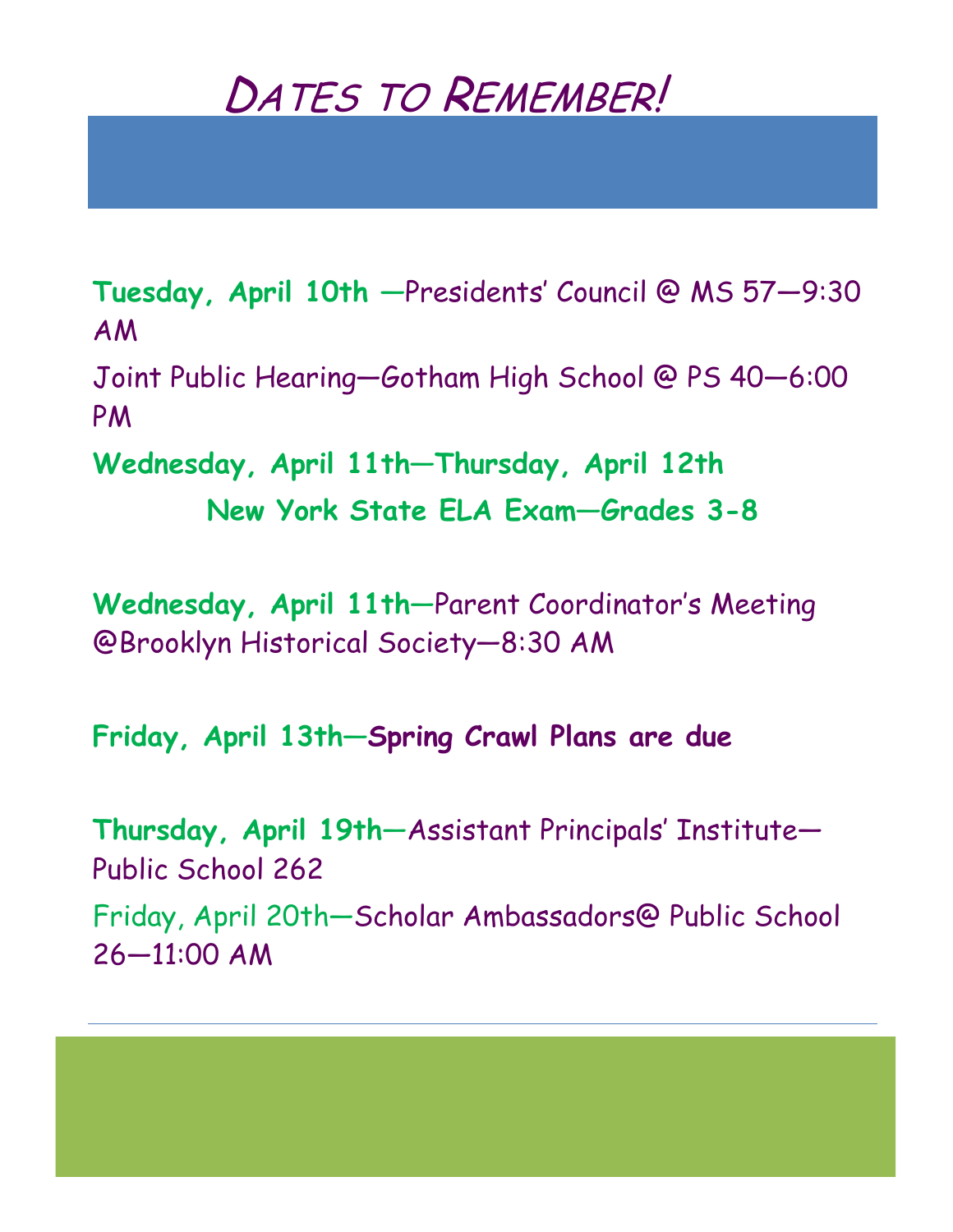# Dates to Remember!

**Tuesday, April 10th** —Presidents' Council @ MS 57—9:30 AM

Joint Public Hearing—Gotham High School @ PS 40—6:00 PM

**Wednesday, April 11th—Thursday, April 12th**

**New York State ELA Exam—Grades 3-8**

**Wednesday, April 11th**—Parent Coordinator's Meeting @Brooklyn Historical Society—8:30 AM

**Friday, April 13th—Spring Crawl Plans are due**

**Thursday, April 19th**—Assistant Principals' Institute—Public School 262

Friday, April 20th—Scholar Ambassadors@ Public School 26—11:00 AM